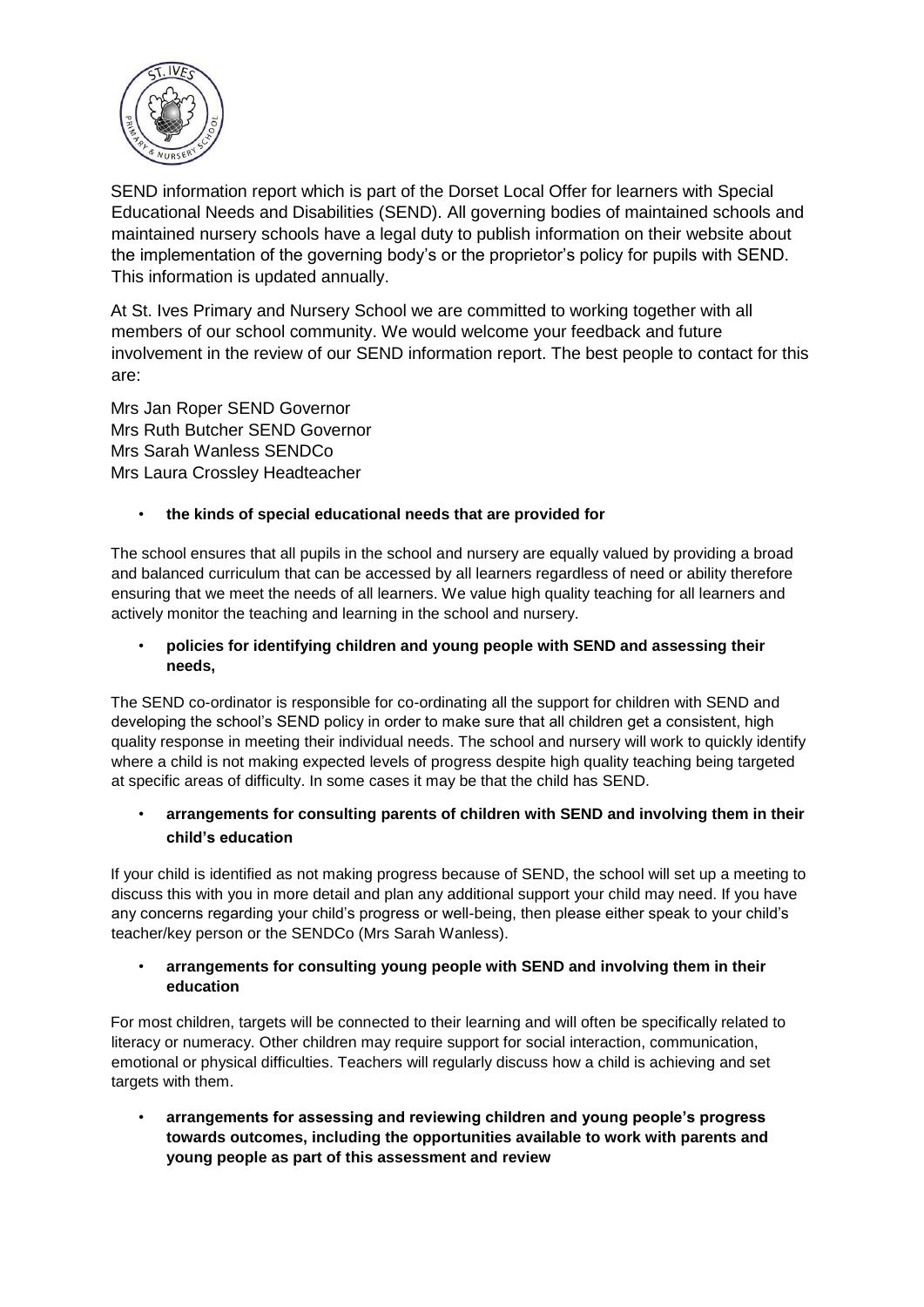SEND information report which is part of the Dorset Local Offer for learners with Special Educational Needs and Disabilities (SEND). All governing bodies of maintained schools and maintained nursery schools have a legal duty to publish information on their website about the implementation of the governing body's or the proprietor's policy for pupils with SEND. This information is updated annually.

At St. Ives Primary and Nursery School we are committed to working together with all members of our school community. We would welcome your feedback and future involvement in the review of our SEND information report. The best people to contact for this are:

Mrs Jan Roper SEND Governor
Mrs Ruth Butcher SEND Governor
Mrs Sarah Wanless SENDCo
Mrs Laura Crossley Headteacher

- **the kinds of special educational needs that are provided for**

The school ensures that all pupils in the school and nursery are equally valued by providing a broad and balanced curriculum that can be accessed by all learners regardless of need or ability therefore ensuring that we meet the needs of all learners. We value high quality teaching for all learners and actively monitor the teaching and learning in the school and nursery.

- **policies for identifying children and young people with SEND and assessing their needs,**

The SEND co-ordinator is responsible for co-ordinating all the support for children with SEND and developing the school's SEND policy in order to make sure that all children get a consistent, high quality response in meeting their individual needs. The school and nursery will work to quickly identify where a child is not making expected levels of progress despite high quality teaching being targeted at specific areas of difficulty. In some cases it may be that the child has SEND.

- **arrangements for consulting parents of children with SEND and involving them in their child's education**

If your child is identified as not making progress because of SEND, the school will set up a meeting to discuss this with you in more detail and plan any additional support your child may need. If you have any concerns regarding your child's progress or well-being, then please either speak to your child's teacher/key person or the SENDCo (Mrs Sarah Wanless).

- **arrangements for consulting young people with SEND and involving them in their education**

For most children, targets will be connected to their learning and will often be specifically related to literacy or numeracy. Other children may require support for social interaction, communication, emotional or physical difficulties. Teachers will regularly discuss how a child is achieving and set targets with them.

- **arrangements for assessing and reviewing children and young people's progress towards outcomes, including the opportunities available to work with parents and young people as part of this assessment and review**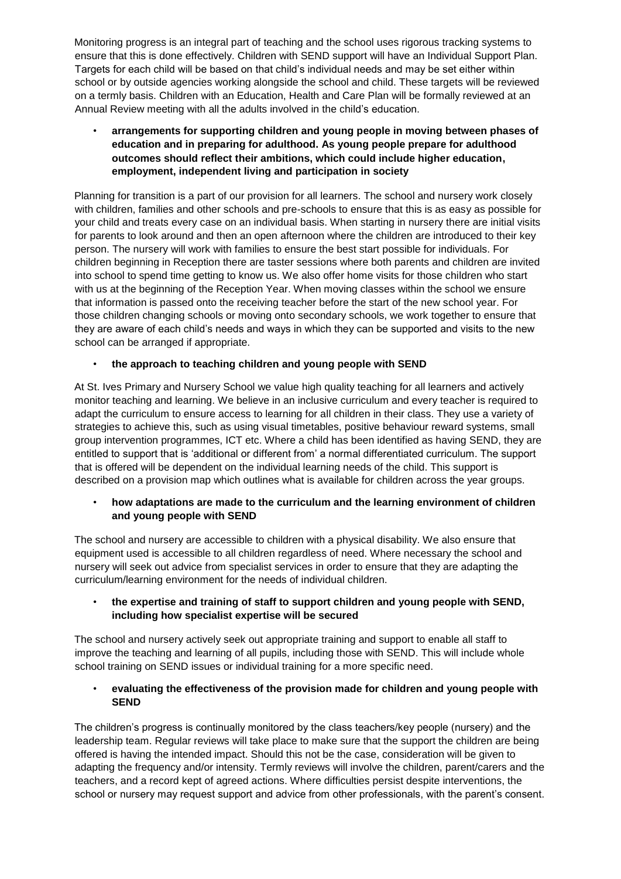Monitoring progress is an integral part of teaching and the school uses rigorous tracking systems to ensure that this is done effectively. Children with SEND support will have an Individual Support Plan. Targets for each child will be based on that child's individual needs and may be set either within school or by outside agencies working alongside the school and child. These targets will be reviewed on a termly basis. Children with an Education, Health and Care Plan will be formally reviewed at an Annual Review meeting with all the adults involved in the child's education.

- **arrangements for supporting children and young people in moving between phases of education and in preparing for adulthood. As young people prepare for adulthood outcomes should reflect their ambitions, which could include higher education, employment, independent living and participation in society**

Planning for transition is a part of our provision for all learners. The school and nursery work closely with children, families and other schools and pre-schools to ensure that this is as easy as possible for your child and treats every case on an individual basis. When starting in nursery there are initial visits for parents to look around and then an open afternoon where the children are introduced to their key person. The nursery will work with families to ensure the best start possible for individuals. For children beginning in Reception there are taster sessions where both parents and children are invited into school to spend time getting to know us. We also offer home visits for those children who start with us at the beginning of the Reception Year. When moving classes within the school we ensure that information is passed onto the receiving teacher before the start of the new school year. For those children changing schools or moving onto secondary schools, we work together to ensure that they are aware of each child's needs and ways in which they can be supported and visits to the new school can be arranged if appropriate.

- **the approach to teaching children and young people with SEND**

At St. Ives Primary and Nursery School we value high quality teaching for all learners and actively monitor teaching and learning. We believe in an inclusive curriculum and every teacher is required to adapt the curriculum to ensure access to learning for all children in their class. They use a variety of strategies to achieve this, such as using visual timetables, positive behaviour reward systems, small group intervention programmes, ICT etc. Where a child has been identified as having SEND, they are entitled to support that is 'additional or different from' a normal differentiated curriculum. The support that is offered will be dependent on the individual learning needs of the child. This support is described on a provision map which outlines what is available for children across the year groups.

- **how adaptations are made to the curriculum and the learning environment of children and young people with SEND**

The school and nursery are accessible to children with a physical disability. We also ensure that equipment used is accessible to all children regardless of need. Where necessary the school and nursery will seek out advice from specialist services in order to ensure that they are adapting the curriculum/learning environment for the needs of individual children.

- **the expertise and training of staff to support children and young people with SEND, including how specialist expertise will be secured**

The school and nursery actively seek out appropriate training and support to enable all staff to improve the teaching and learning of all pupils, including those with SEND. This will include whole school training on SEND issues or individual training for a more specific need.

- **evaluating the effectiveness of the provision made for children and young people with SEND**

The children's progress is continually monitored by the class teachers/key people (nursery) and the leadership team. Regular reviews will take place to make sure that the support the children are being offered is having the intended impact. Should this not be the case, consideration will be given to adapting the frequency and/or intensity. Termly reviews will involve the children, parent/carers and the teachers, and a record kept of agreed actions. Where difficulties persist despite interventions, the school or nursery may request support and advice from other professionals, with the parent's consent.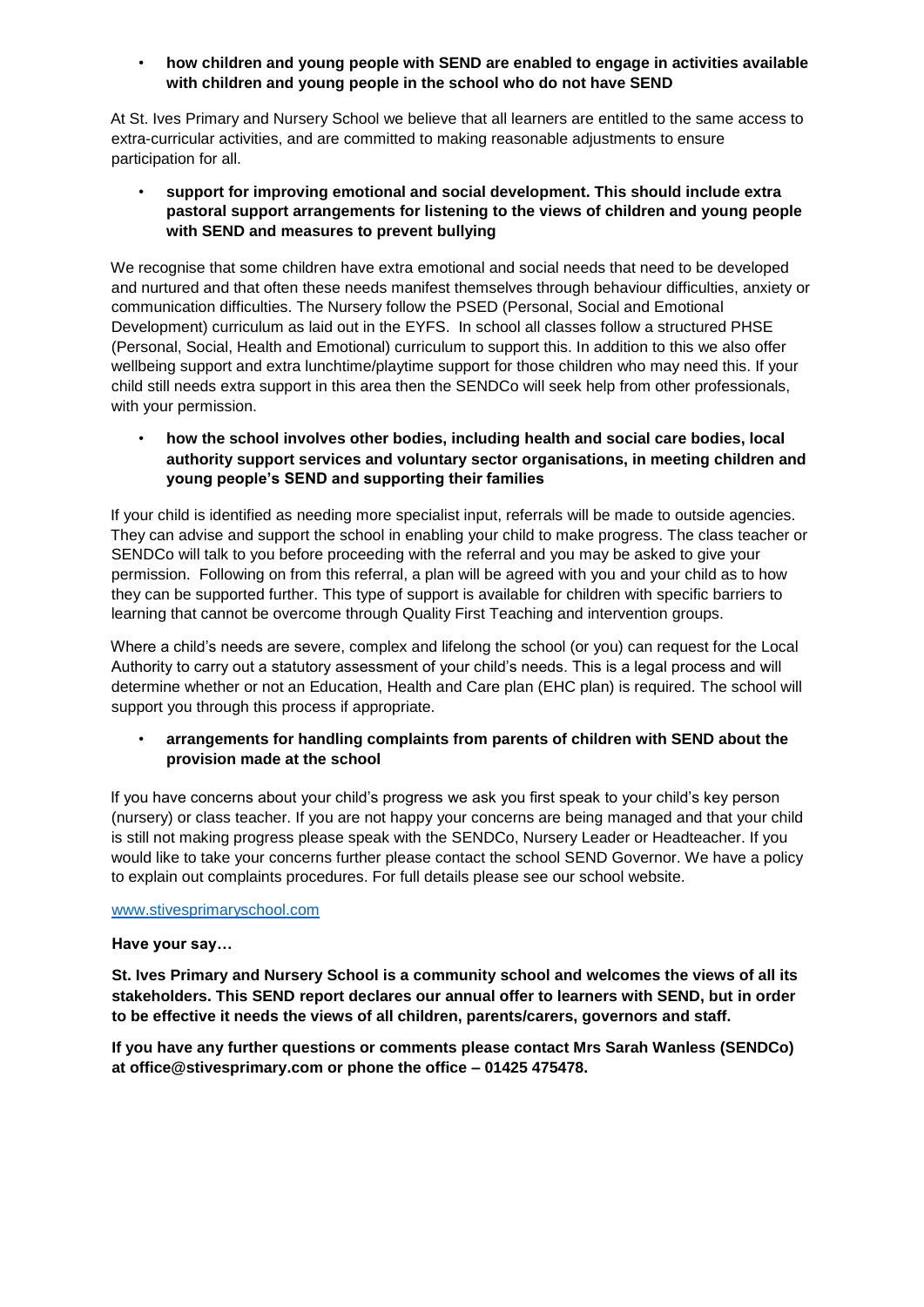- **how children and young people with SEND are enabled to engage in activities available with children and young people in the school who do not have SEND**

At St. Ives Primary and Nursery School we believe that all learners are entitled to the same access to extra-curricular activities, and are committed to making reasonable adjustments to ensure participation for all.

- **support for improving emotional and social development. This should include extra pastoral support arrangements for listening to the views of children and young people with SEND and measures to prevent bullying**

We recognise that some children have extra emotional and social needs that need to be developed and nurtured and that often these needs manifest themselves through behaviour difficulties, anxiety or communication difficulties. The Nursery follow the PSED (Personal, Social and Emotional Development) curriculum as laid out in the EYFS. In school all classes follow a structured PHSE (Personal, Social, Health and Emotional) curriculum to support this. In addition to this we also offer wellbeing support and extra lunchtime/playtime support for those children who may need this. If your child still needs extra support in this area then the SENDCo will seek help from other professionals, with your permission.

- **how the school involves other bodies, including health and social care bodies, local authority support services and voluntary sector organisations, in meeting children and young people's SEND and supporting their families**

If your child is identified as needing more specialist input, referrals will be made to outside agencies. They can advise and support the school in enabling your child to make progress. The class teacher or SENDCo will talk to you before proceeding with the referral and you may be asked to give your permission. Following on from this referral, a plan will be agreed with you and your child as to how they can be supported further. This type of support is available for children with specific barriers to learning that cannot be overcome through Quality First Teaching and intervention groups.

Where a child's needs are severe, complex and lifelong the school (or you) can request for the Local Authority to carry out a statutory assessment of your child's needs. This is a legal process and will determine whether or not an Education, Health and Care plan (EHC plan) is required. The school will support you through this process if appropriate.

- **arrangements for handling complaints from parents of children with SEND about the provision made at the school**

If you have concerns about your child's progress we ask you first speak to your child's key person (nursery) or class teacher. If you are not happy your concerns are being managed and that your child is still not making progress please speak with the SENDCo, Nursery Leader or Headteacher. If you would like to take your concerns further please contact the school SEND Governor. We have a policy to explain out complaints procedures. For full details please see our school website.

www.stivesprimaryschool.com

**Have your say…**

**St. Ives Primary and Nursery School is a community school and welcomes the views of all its stakeholders. This SEND report declares our annual offer to learners with SEND, but in order to be effective it needs the views of all children, parents/carers, governors and staff.**

**If you have any further questions or comments please contact Mrs Sarah Wanless (SENDCo) at office@stivesprimary.com or phone the office – 01425 475478.**